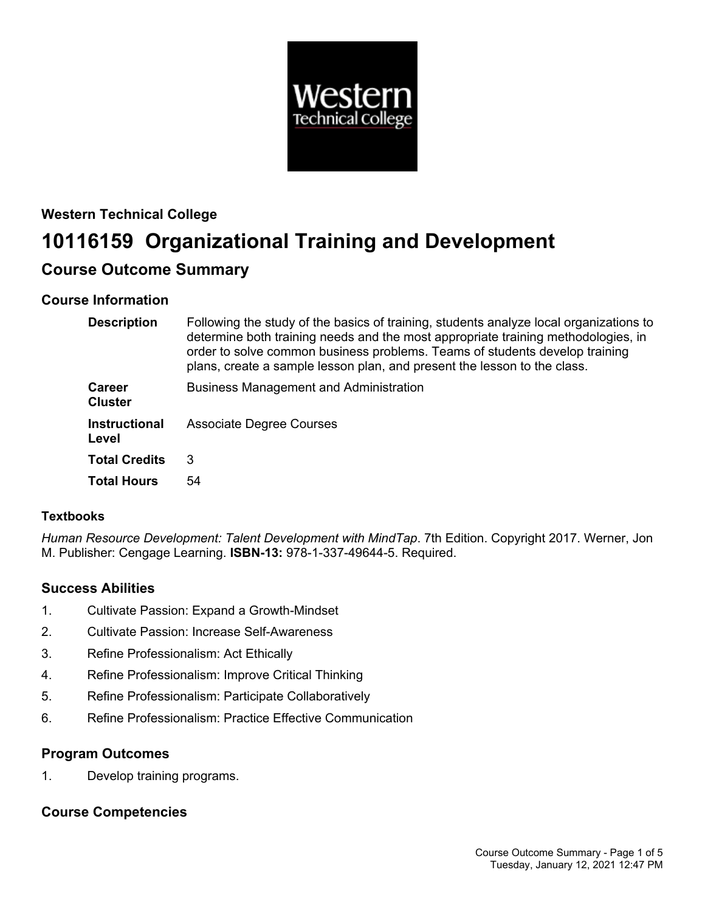**Western Technical College**

# 10116159 Organizational Training and Development

## Course Outcome Summary

### Course Information

| | |
|---|---|
| **Description** | Following the study of the basics of training, students analyze local organizations to determine both training needs and the most appropriate training methodologies, in order to solve common business problems. Teams of students develop training plans, create a sample lesson plan, and present the lesson to the class. |
| **Career Cluster** | Business Management and Administration |
| **Instructional Level** | Associate Degree Courses |
| **Total Credits** | 3 |
| **Total Hours** | 54 |

#### Textbooks

*Human Resource Development: Talent Development with MindTap*. 7th Edition. Copyright 2017. Werner, Jon M. Publisher: Cengage Learning. **ISBN-13:** 978-1-337-49644-5. Required.

### Success Abilities

1. Cultivate Passion: Expand a Growth-Mindset
2. Cultivate Passion: Increase Self-Awareness
3. Refine Professionalism: Act Ethically
4. Refine Professionalism: Improve Critical Thinking
5. Refine Professionalism: Participate Collaboratively
6. Refine Professionalism: Practice Effective Communication

### Program Outcomes

1. Develop training programs.

### Course Competencies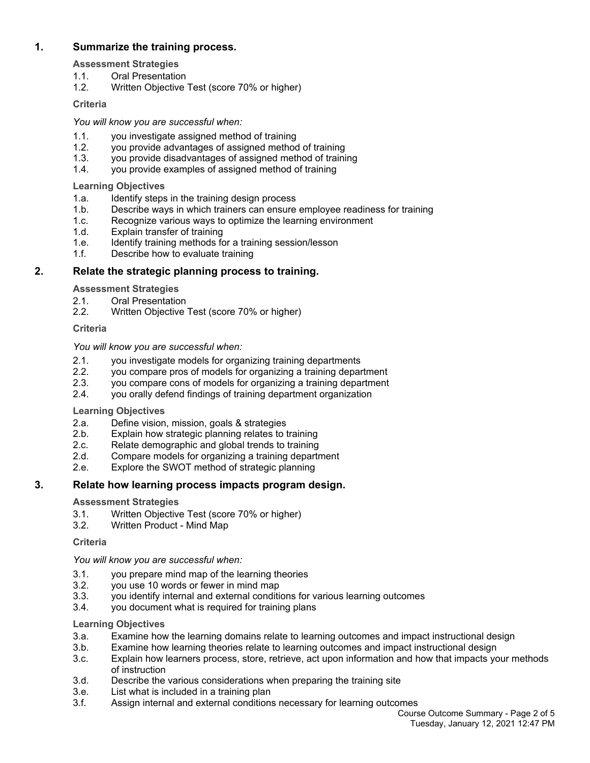## 1. Summarize the training process.

**Assessment Strategies**

1.1. Oral Presentation
1.2. Written Objective Test (score 70% or higher)

**Criteria**

*You will know you are successful when:*

1.1. you investigate assigned method of training
1.2. you provide advantages of assigned method of training
1.3. you provide disadvantages of assigned method of training
1.4. you provide examples of assigned method of training

**Learning Objectives**

1.a. Identify steps in the training design process
1.b. Describe ways in which trainers can ensure employee readiness for training
1.c. Recognize various ways to optimize the learning environment
1.d. Explain transfer of training
1.e. Identify training methods for a training session/lesson
1.f. Describe how to evaluate training

## 2. Relate the strategic planning process to training.

**Assessment Strategies**

2.1. Oral Presentation
2.2. Written Objective Test (score 70% or higher)

**Criteria**

*You will know you are successful when:*

2.1. you investigate models for organizing training departments
2.2. you compare pros of models for organizing a training department
2.3. you compare cons of models for organizing a training department
2.4. you orally defend findings of training department organization

**Learning Objectives**

2.a. Define vision, mission, goals & strategies
2.b. Explain how strategic planning relates to training
2.c. Relate demographic and global trends to training
2.d. Compare models for organizing a training department
2.e. Explore the SWOT method of strategic planning

## 3. Relate how learning process impacts program design.

**Assessment Strategies**

3.1. Written Objective Test (score 70% or higher)
3.2. Written Product - Mind Map

**Criteria**

*You will know you are successful when:*

3.1. you prepare mind map of the learning theories
3.2. you use 10 words or fewer in mind map
3.3. you identify internal and external conditions for various learning outcomes
3.4. you document what is required for training plans

**Learning Objectives**

3.a. Examine how the learning domains relate to learning outcomes and impact instructional design
3.b. Examine how learning theories relate to learning outcomes and impact instructional design
3.c. Explain how learners process, store, retrieve, act upon information and how that impacts your methods of instruction
3.d. Describe the various considerations when preparing the training site
3.e. List what is included in a training plan
3.f. Assign internal and external conditions necessary for learning outcomes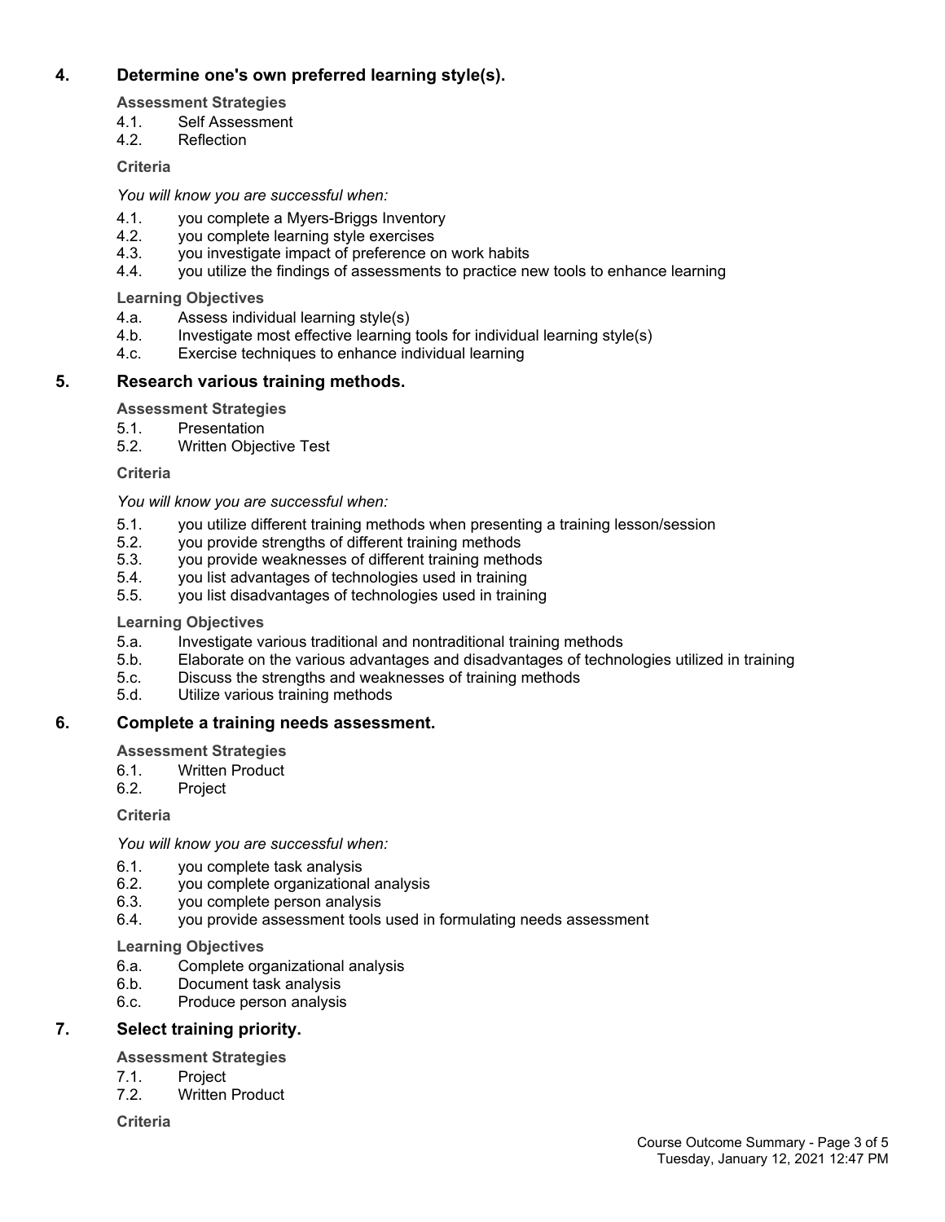## 4. Determine one's own preferred learning style(s).

**Assessment Strategies**

4.1. Self Assessment
4.2. Reflection

**Criteria**

*You will know you are successful when:*

4.1. you complete a Myers-Briggs Inventory
4.2. you complete learning style exercises
4.3. you investigate impact of preference on work habits
4.4. you utilize the findings of assessments to practice new tools to enhance learning

**Learning Objectives**

4.a. Assess individual learning style(s)
4.b. Investigate most effective learning tools for individual learning style(s)
4.c. Exercise techniques to enhance individual learning

## 5. Research various training methods.

**Assessment Strategies**

5.1. Presentation
5.2. Written Objective Test

**Criteria**

*You will know you are successful when:*

5.1. you utilize different training methods when presenting a training lesson/session
5.2. you provide strengths of different training methods
5.3. you provide weaknesses of different training methods
5.4. you list advantages of technologies used in training
5.5. you list disadvantages of technologies used in training

**Learning Objectives**

5.a. Investigate various traditional and nontraditional training methods
5.b. Elaborate on the various advantages and disadvantages of technologies utilized in training
5.c. Discuss the strengths and weaknesses of training methods
5.d. Utilize various training methods

## 6. Complete a training needs assessment.

**Assessment Strategies**

6.1. Written Product
6.2. Project

**Criteria**

*You will know you are successful when:*

6.1. you complete task analysis
6.2. you complete organizational analysis
6.3. you complete person analysis
6.4. you provide assessment tools used in formulating needs assessment

**Learning Objectives**

6.a. Complete organizational analysis
6.b. Document task analysis
6.c. Produce person analysis

## 7. Select training priority.

**Assessment Strategies**

7.1. Project
7.2. Written Product

**Criteria**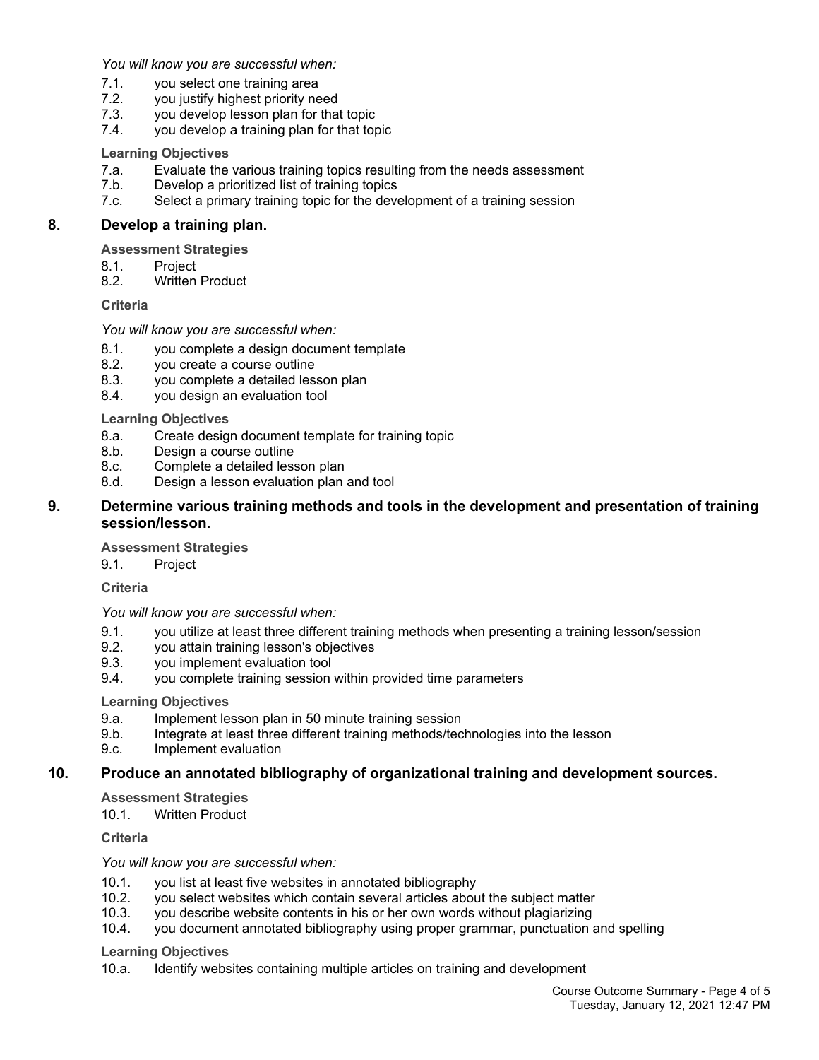*You will know you are successful when:*

7.1. you select one training area
7.2. you justify highest priority need
7.3. you develop lesson plan for that topic
7.4. you develop a training plan for that topic

**Learning Objectives**

7.a. Evaluate the various training topics resulting from the needs assessment
7.b. Develop a prioritized list of training topics
7.c. Select a primary training topic for the development of a training session

## 8. Develop a training plan.

**Assessment Strategies**

8.1. Project
8.2. Written Product

**Criteria**

*You will know you are successful when:*

8.1. you complete a design document template
8.2. you create a course outline
8.3. you complete a detailed lesson plan
8.4. you design an evaluation tool

**Learning Objectives**

8.a. Create design document template for training topic
8.b. Design a course outline
8.c. Complete a detailed lesson plan
8.d. Design a lesson evaluation plan and tool

## 9. Determine various training methods and tools in the development and presentation of training session/lesson.

**Assessment Strategies**

9.1. Project

**Criteria**

*You will know you are successful when:*

9.1. you utilize at least three different training methods when presenting a training lesson/session
9.2. you attain training lesson's objectives
9.3. you implement evaluation tool
9.4. you complete training session within provided time parameters

**Learning Objectives**

9.a. Implement lesson plan in 50 minute training session
9.b. Integrate at least three different training methods/technologies into the lesson
9.c. Implement evaluation

## 10. Produce an annotated bibliography of organizational training and development sources.

**Assessment Strategies**

10.1. Written Product

**Criteria**

*You will know you are successful when:*

10.1. you list at least five websites in annotated bibliography
10.2. you select websites which contain several articles about the subject matter
10.3. you describe website contents in his or her own words without plagiarizing
10.4. you document annotated bibliography using proper grammar, punctuation and spelling

**Learning Objectives**

10.a. Identify websites containing multiple articles on training and development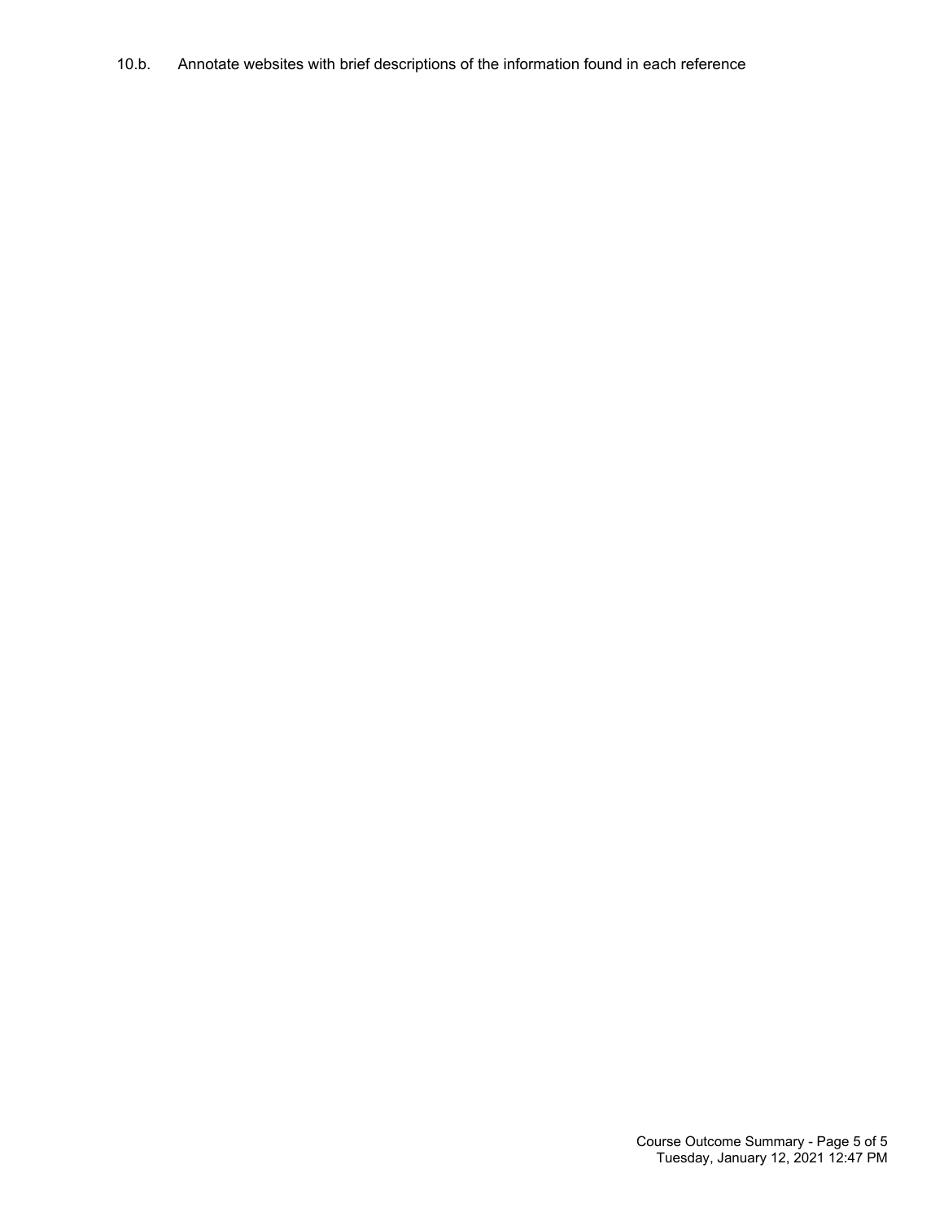10.b. Annotate websites with brief descriptions of the information found in each reference